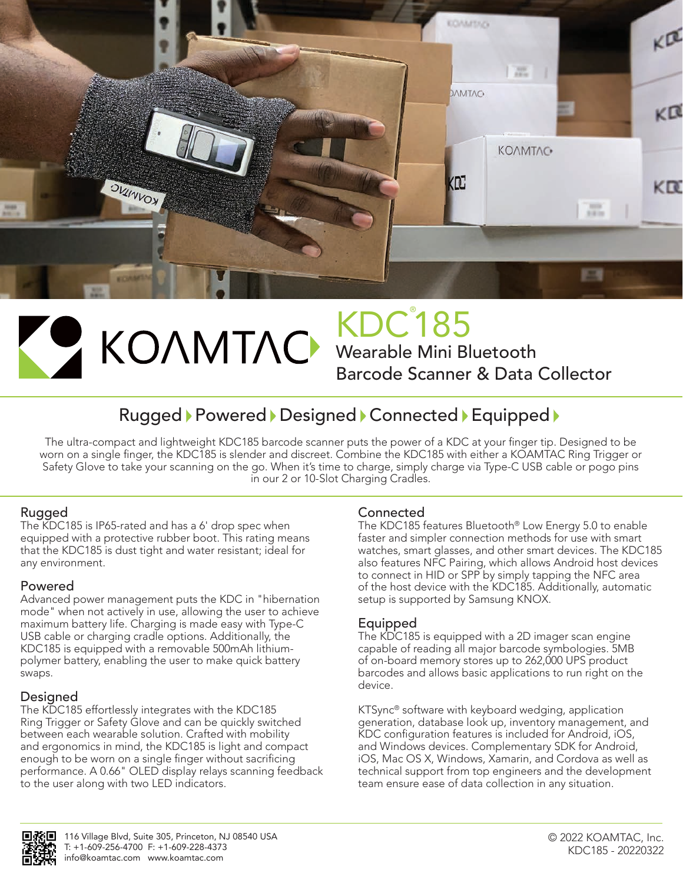# KOAMTAC KDC®185

## Wearable Mini Bluetooth Barcode Scanner & Data Collector

**Rugged ▸ Powered ▸ Designed ▸ Connected ▸ Equipped ▸**

The ultra-compact and lightweight KDC185 barcode scanner puts the power of a KDC at your finger tip. Designed to be worn on a single finger, the KDC185 is slender and discreet. Combine the KDC185 with either a KOAMTAC Ring Trigger or Safety Glove to take your scanning on the go. When it's time to charge, simply charge via Type-C USB cable or pogo pins in our 2 or 10-Slot Charging Cradles.

### Rugged

The KDC185 is IP65-rated and has a 6' drop spec when equipped with a protective rubber boot. This rating means that the KDC185 is dust tight and water resistant; ideal for any environment.

### Powered

Advanced power management puts the KDC in "hibernation mode" when not actively in use, allowing the user to achieve maximum battery life. Charging is made easy with Type-C USB cable or charging cradle options. Additionally, the KDC185 is equipped with a removable 500mAh lithium-polymer battery, enabling the user to make quick battery swaps.

### Designed

The KDC185 effortlessly integrates with the KDC185 Ring Trigger or Safety Glove and can be quickly switched between each wearable solution. Crafted with mobility and ergonomics in mind, the KDC185 is light and compact enough to be worn on a single finger without sacrificing performance. A 0.66" OLED display relays scanning feedback to the user along with two LED indicators.

### Connected

The KDC185 features Bluetooth® Low Energy 5.0 to enable faster and simpler connection methods for use with smart watches, smart glasses, and other smart devices. The KDC185 also features NFC Pairing, which allows Android host devices to connect in HID or SPP by simply tapping the NFC area of the host device with the KDC185. Additionally, automatic setup is supported by Samsung KNOX.

### Equipped

The KDC185 is equipped with a 2D imager scan engine capable of reading all major barcode symbologies. 5MB of on-board memory stores up to 262,000 UPS product barcodes and allows basic applications to run right on the device.

KTSync® software with keyboard wedging, application generation, database look up, inventory management, and KDC configuration features is included for Android, iOS, and Windows devices. Complementary SDK for Android, iOS, Mac OS X, Windows, Xamarin, and Cordova as well as technical support from top engineers and the development team ensure ease of data collection in any situation.

116 Village Blvd, Suite 305, Princeton, NJ 08540 USA
T: +1-609-256-4700 F: +1-609-228-4373
info@koamtac.com www.koamtac.com

© 2022 KOAMTAC, Inc.
KDC185 - 20220322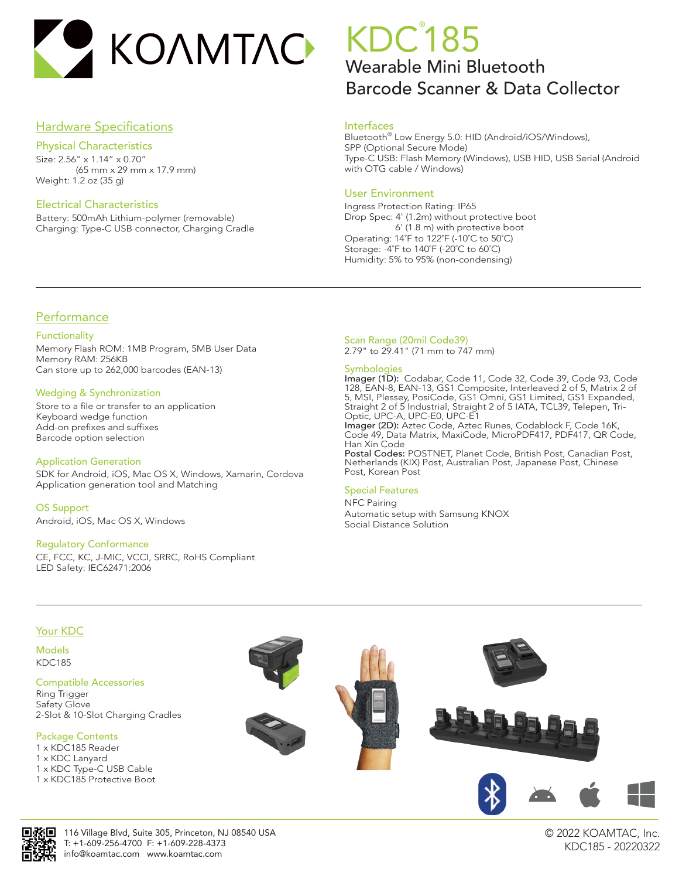# KOAMTAC

# KDC®185

## Wearable Mini Bluetooth Barcode Scanner & Data Collector

## Hardware Specifications

### Physical Characteristics

Size: 2.56" x 1.14" x 0.70"
(65 mm x 29 mm x 17.9 mm)
Weight: 1.2 oz (35 g)

### Electrical Characteristics

Battery: 500mAh Lithium-polymer (removable)
Charging: Type-C USB connector, Charging Cradle

### Interfaces

Bluetooth® Low Energy 5.0: HID (Android/iOS/Windows), SPP (Optional Secure Mode)
Type-C USB: Flash Memory (Windows), USB HID, USB Serial (Android with OTG cable / Windows)

### User Environment

Ingress Protection Rating: IP65
Drop Spec: 4' (1.2m) without protective boot
6' (1.8 m) with protective boot
Operating: 14˚F to 122˚F (-10˚C to 50˚C)
Storage: -4˚F to 140˚F (-20˚C to 60˚C)
Humidity: 5% to 95% (non-condensing)

## Performance

### Functionality

Memory Flash ROM: 1MB Program, 5MB User Data
Memory RAM: 256KB
Can store up to 262,000 barcodes (EAN-13)

### Wedging & Synchronization

Store to a file or transfer to an application
Keyboard wedge function
Add-on prefixes and suffixes
Barcode option selection

### Application Generation

SDK for Android, iOS, Mac OS X, Windows, Xamarin, Cordova
Application generation tool and Matching

### OS Support

Android, iOS, Mac OS X, Windows

### Regulatory Conformance

CE, FCC, KC, J-MIC, VCCI, SRRC, RoHS Compliant
LED Safety: IEC62471:2006

### Scan Range (20mil Code39)

2.79" to 29.41" (71 mm to 747 mm)

### Symbologies

**Imager (1D):** Codabar, Code 11, Code 32, Code 39, Code 93, Code 128, EAN-8, EAN-13, GS1 Composite, Interleaved 2 of 5, Matrix 2 of 5, MSI, Plessey, PosiCode, GS1 Omni, GS1 Limited, GS1 Expanded, Straight 2 of 5 Industrial, Straight 2 of 5 IATA, TCL39, Telepen, Tri-Optic, UPC-A, UPC-E0, UPC-E1
**Imager (2D):** Aztec Code, Aztec Runes, Codablock F, Code 16K, Code 49, Data Matrix, MaxiCode, MicroPDF417, PDF417, QR Code, Han Xin Code
**Postal Codes:** POSTNET, Planet Code, British Post, Canadian Post, Netherlands (KIX) Post, Australian Post, Japanese Post, Chinese Post, Korean Post

### Special Features

NFC Pairing
Automatic setup with Samsung KNOX
Social Distance Solution

## Your KDC

### Models

KDC185

### Compatible Accessories

Ring Trigger
Safety Glove
2-Slot & 10-Slot Charging Cradles

### Package Contents

1 x KDC185 Reader
1 x KDC Lanyard
1 x KDC Type-C USB Cable
1 x KDC185 Protective Boot

116 Village Blvd, Suite 305, Princeton, NJ 08540 USA
T: +1-609-256-4700 F: +1-609-228-4373
info@koamtac.com www.koamtac.com

© 2022 KOAMTAC, Inc.
KDC185 - 20220322